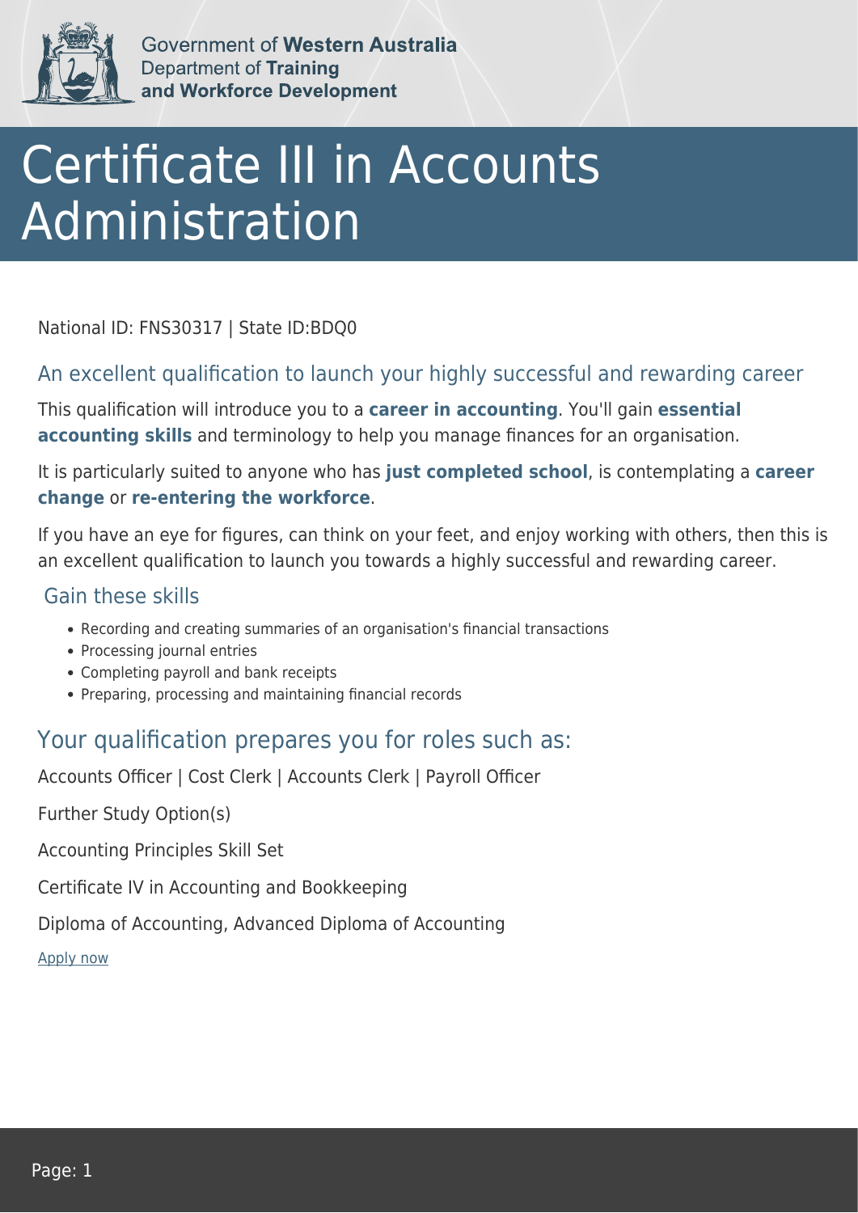Government of **Western Australia**
Department of **Training and Workforce Development**

# Certificate III in Accounts Administration

National ID: FNS30317 | State ID:BDQ0

## An excellent qualification to launch your highly successful and rewarding career

This qualification will introduce you to a **career in accounting**. You'll gain **essential accounting skills** and terminology to help you manage finances for an organisation.

It is particularly suited to anyone who has **just completed school**, is contemplating a **career change** or **re-entering the workforce**.

If you have an eye for figures, can think on your feet, and enjoy working with others, then this is an excellent qualification to launch you towards a highly successful and rewarding career.

### Gain these skills

- Recording and creating summaries of an organisation's financial transactions
- Processing journal entries
- Completing payroll and bank receipts
- Preparing, processing and maintaining financial records

## Your qualification prepares you for roles such as:

Accounts Officer | Cost Clerk | Accounts Clerk | Payroll Officer

Further Study Option(s)

Accounting Principles Skill Set

Certificate IV in Accounting and Bookkeeping

Diploma of Accounting, Advanced Diploma of Accounting

Apply now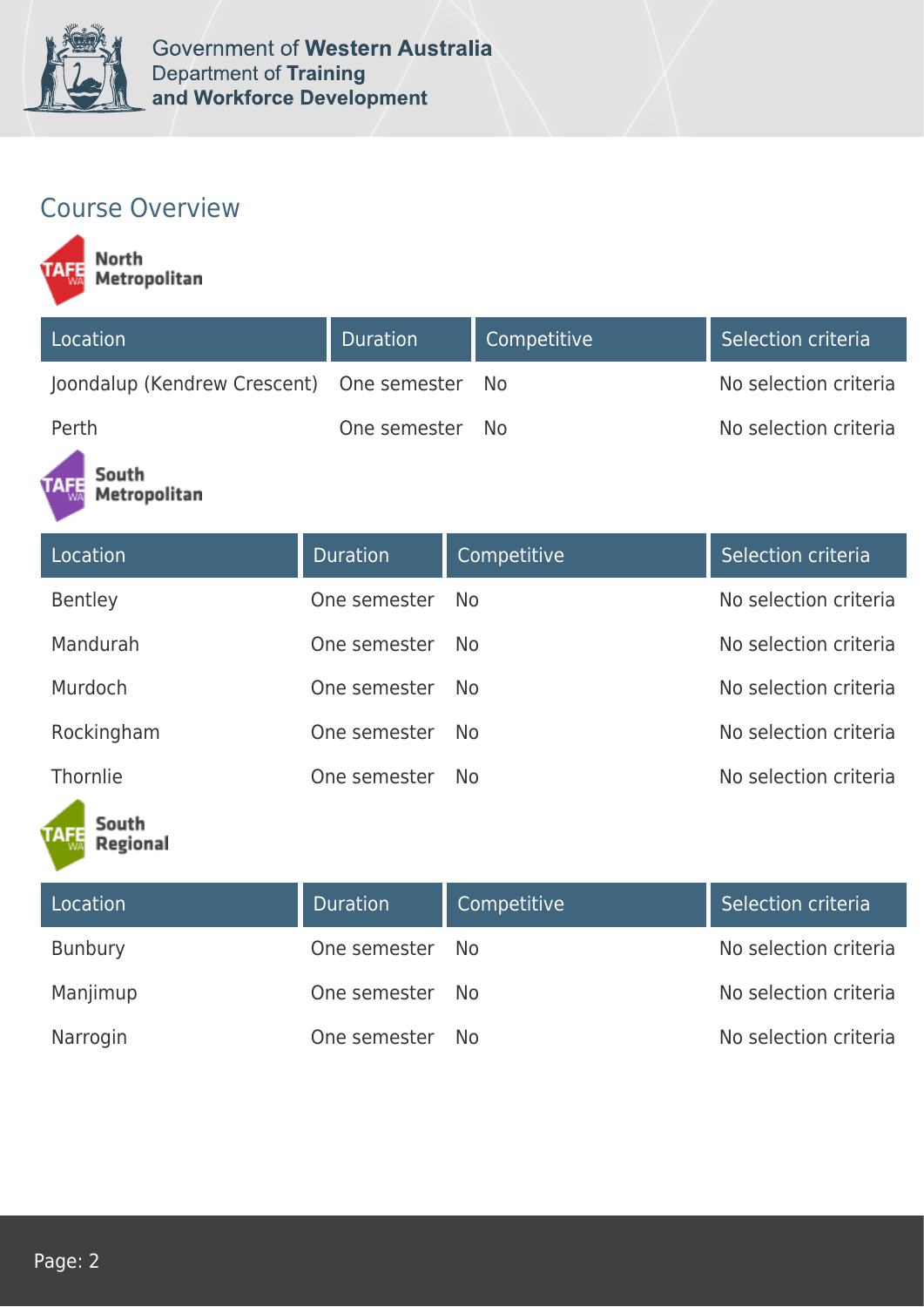## Course Overview

**North Metropolitan**

| Location | Duration | Competitive | Selection criteria |
| --- | --- | --- | --- |
| Joondalup (Kendrew Crescent) | One semester | No | No selection criteria |
| Perth | One semester | No | No selection criteria |

**South Metropolitan**

| Location | Duration | Competitive | Selection criteria |
| --- | --- | --- | --- |
| Bentley | One semester | No | No selection criteria |
| Mandurah | One semester | No | No selection criteria |
| Murdoch | One semester | No | No selection criteria |
| Rockingham | One semester | No | No selection criteria |
| Thornlie | One semester | No | No selection criteria |

**South Regional**

| Location | Duration | Competitive | Selection criteria |
| --- | --- | --- | --- |
| Bunbury | One semester | No | No selection criteria |
| Manjimup | One semester | No | No selection criteria |
| Narrogin | One semester | No | No selection criteria |